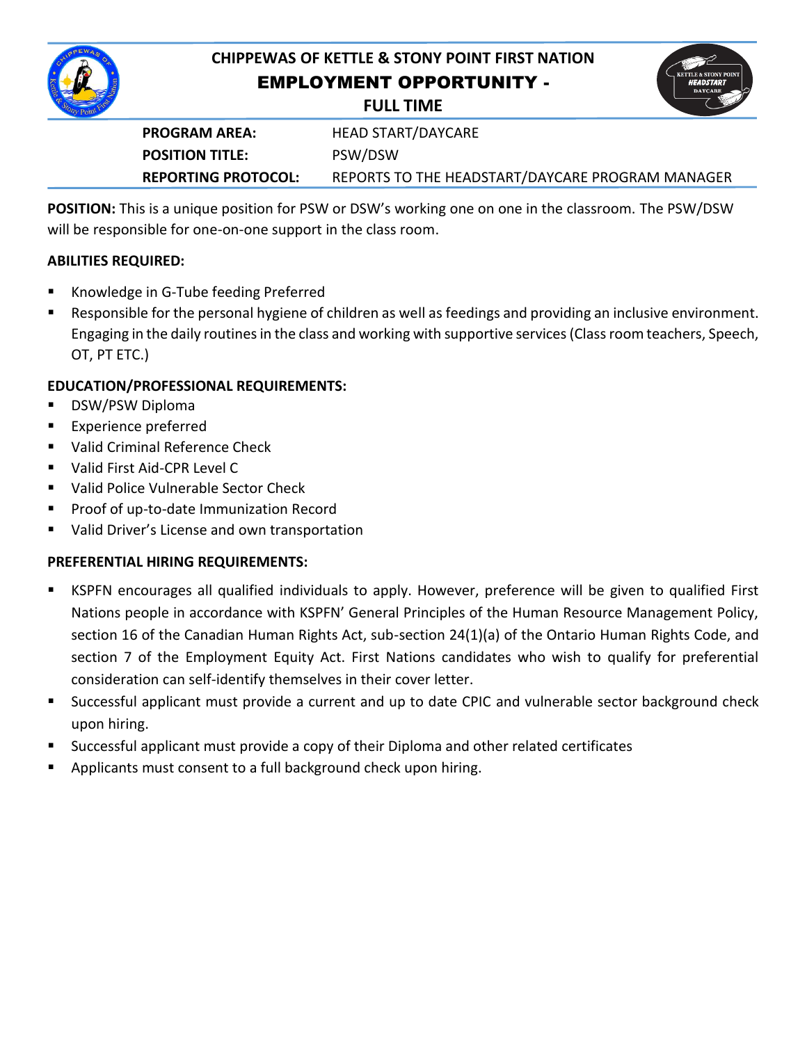# CHIPPEWAS OF KETTLE & STONY POINT FIRST NATION

## EMPLOYMENT OPPORTUNITY -

### FULL TIME

| | |
|---|---|
| **PROGRAM AREA:** | HEAD START/DAYCARE |
| **POSITION TITLE:** | PSW/DSW |
| **REPORTING PROTOCOL:** | REPORTS TO THE HEADSTART/DAYCARE PROGRAM MANAGER |

**POSITION:** This is a unique position for PSW or DSW's working one on one in the classroom. The PSW/DSW will be responsible for one-on-one support in the class room.

**ABILITIES REQUIRED:**

- Knowledge in G-Tube feeding Preferred
- Responsible for the personal hygiene of children as well as feedings and providing an inclusive environment. Engaging in the daily routines in the class and working with supportive services (Class room teachers, Speech, OT, PT ETC.)

**EDUCATION/PROFESSIONAL REQUIREMENTS:**

- DSW/PSW Diploma
- Experience preferred
- Valid Criminal Reference Check
- Valid First Aid-CPR Level C
- Valid Police Vulnerable Sector Check
- Proof of up-to-date Immunization Record
- Valid Driver's License and own transportation

**PREFERENTIAL HIRING REQUIREMENTS:**

- KSPFN encourages all qualified individuals to apply. However, preference will be given to qualified First Nations people in accordance with KSPFN' General Principles of the Human Resource Management Policy, section 16 of the Canadian Human Rights Act, sub-section 24(1)(a) of the Ontario Human Rights Code, and section 7 of the Employment Equity Act. First Nations candidates who wish to qualify for preferential consideration can self-identify themselves in their cover letter.
- Successful applicant must provide a current and up to date CPIC and vulnerable sector background check upon hiring.
- Successful applicant must provide a copy of their Diploma and other related certificates
- Applicants must consent to a full background check upon hiring.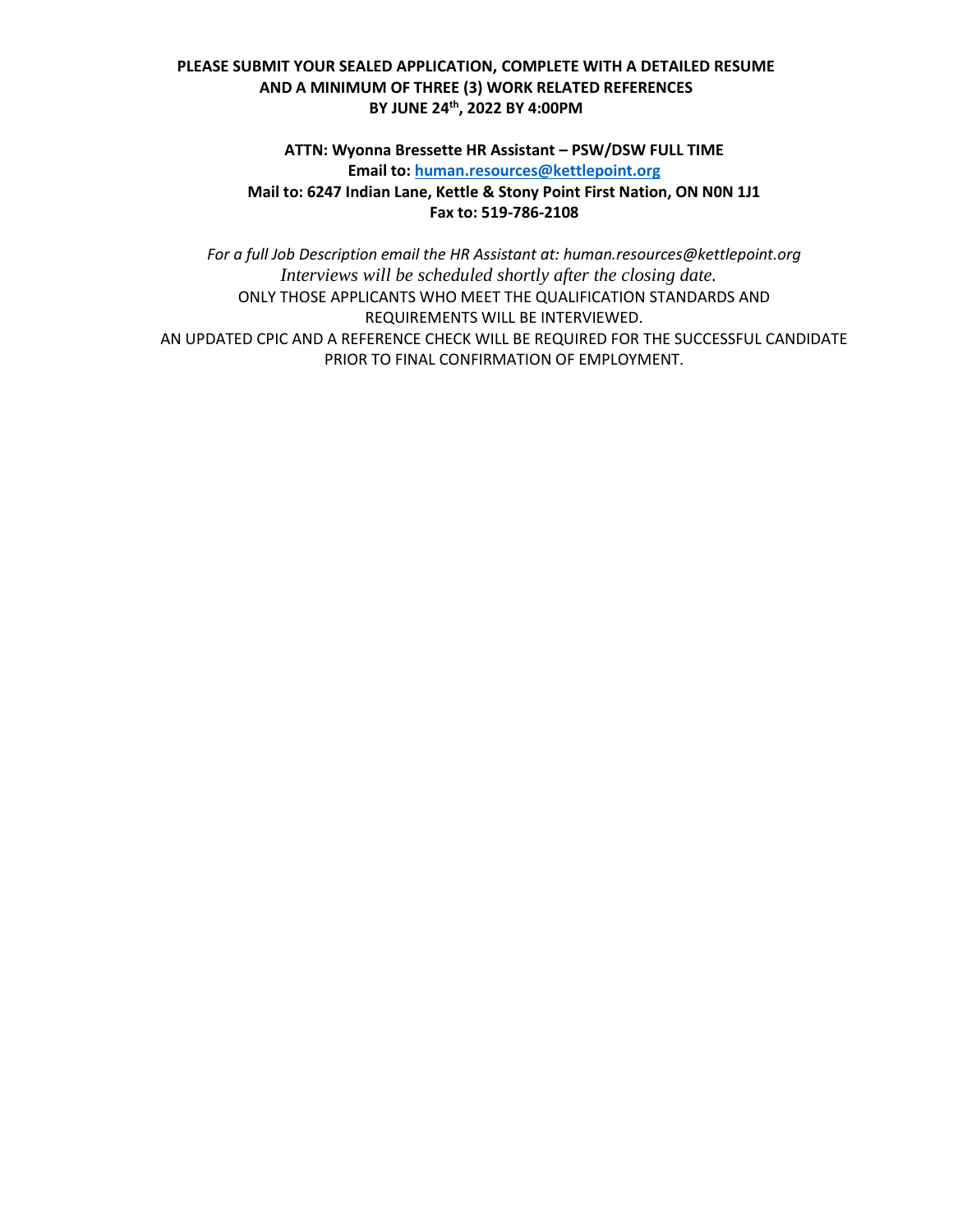**PLEASE SUBMIT YOUR SEALED APPLICATION, COMPLETE WITH A DETAILED RESUME AND A MINIMUM OF THREE (3) WORK RELATED REFERENCES BY JUNE 24th, 2022 BY 4:00PM**

**ATTN: Wyonna Bressette HR Assistant – PSW/DSW FULL TIME**
**Email to: human.resources@kettlepoint.org**
**Mail to: 6247 Indian Lane, Kettle & Stony Point First Nation, ON N0N 1J1**
**Fax to: 519-786-2108**

*For a full Job Description email the HR Assistant at: human.resources@kettlepoint.org*
*Interviews will be scheduled shortly after the closing date.*

ONLY THOSE APPLICANTS WHO MEET THE QUALIFICATION STANDARDS AND REQUIREMENTS WILL BE INTERVIEWED.

AN UPDATED CPIC AND A REFERENCE CHECK WILL BE REQUIRED FOR THE SUCCESSFUL CANDIDATE PRIOR TO FINAL CONFIRMATION OF EMPLOYMENT.